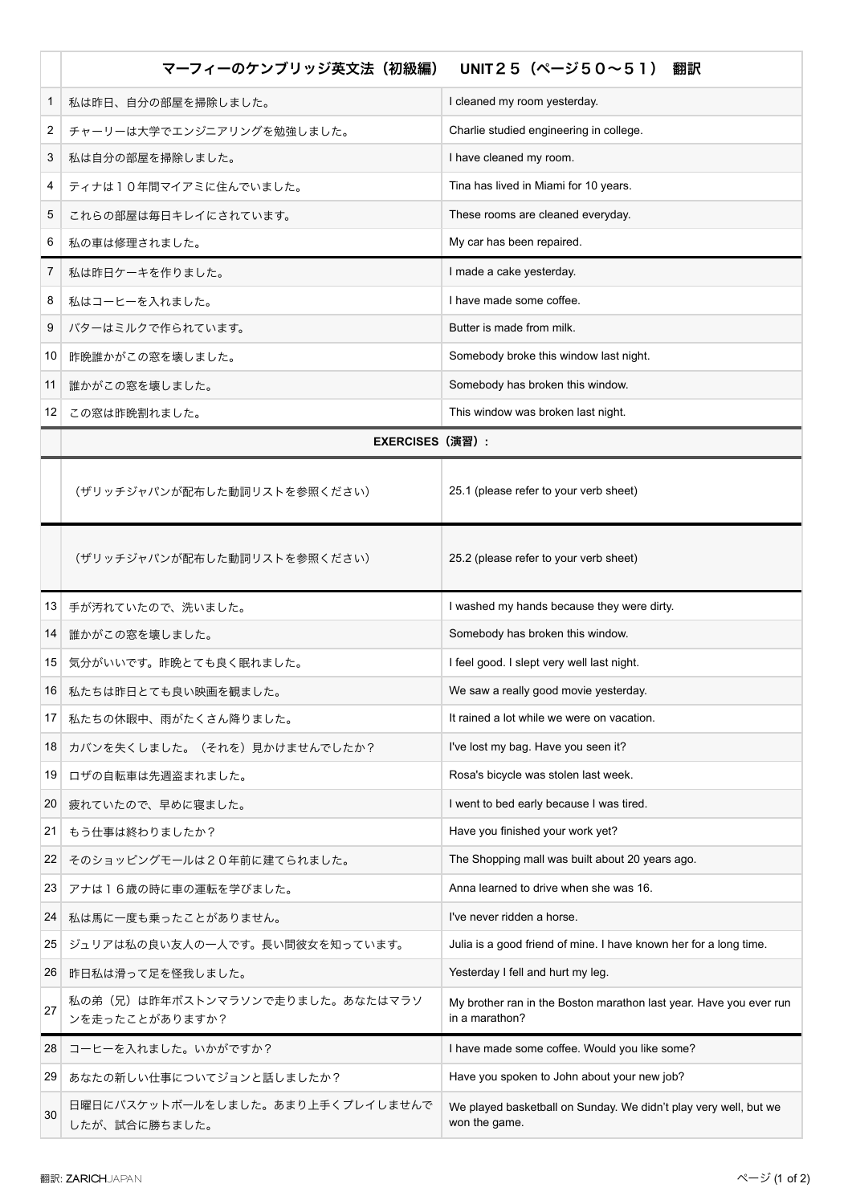| | マーフィーのケンブリッジ英文法（初級編）　UNIT２５（ページ５０〜５１）　翻訳 | |
|---|---|---|
| 1 | 私は昨日、自分の部屋を掃除しました。 | I cleaned my room yesterday. |
| 2 | チャーリーは大学でエンジニアリングを勉強しました。 | Charlie studied engineering in college. |
| 3 | 私は自分の部屋を掃除しました。 | I have cleaned my room. |
| 4 | ティナは１０年間マイアミに住んでいました。 | Tina has lived in Miami for 10 years. |
| 5 | これらの部屋は毎日キレイにされています。 | These rooms are cleaned everyday. |
| 6 | 私の車は修理されました。 | My car has been repaired. |
| 7 | 私は昨日ケーキを作りました。 | I made a cake yesterday. |
| 8 | 私はコーヒーを入れました。 | I have made some coffee. |
| 9 | バターはミルクで作られています。 | Butter is made from milk. |
| 10 | 昨晩誰かがこの窓を壊しました。 | Somebody broke this window last night. |
| 11 | 誰かがこの窓を壊しました。 | Somebody has broken this window. |
| 12 | この窓は昨晩割れました。 | This window was broken last night. |
| | **EXERCISES（演習）：** | |
| | （ザリッチジャパンが配布した動詞リストを参照ください） | 25.1 (please refer to your verb sheet) |
| | （ザリッチジャパンが配布した動詞リストを参照ください） | 25.2 (please refer to your verb sheet) |
| 13 | 手が汚れていたので、洗いました。 | I washed my hands because they were dirty. |
| 14 | 誰かがこの窓を壊しました。 | Somebody has broken this window. |
| 15 | 気分がいいです。昨晩とても良く眠れました。 | I feel good. I slept very well last night. |
| 16 | 私たちは昨日とても良い映画を観ました。 | We saw a really good movie yesterday. |
| 17 | 私たちの休暇中、雨がたくさん降りました。 | It rained a lot while we were on vacation. |
| 18 | カバンを失くしました。（それを）見かけませんでしたか？ | I've lost my bag. Have you seen it? |
| 19 | ロザの自転車は先週盗まれました。 | Rosa's bicycle was stolen last week. |
| 20 | 疲れていたので、早めに寝ました。 | I went to bed early because I was tired. |
| 21 | もう仕事は終わりましたか？ | Have you finished your work yet? |
| 22 | そのショッピングモールは２０年前に建てられました。 | The Shopping mall was built about 20 years ago. |
| 23 | アナは１６歳の時に車の運転を学びました。 | Anna learned to drive when she was 16. |
| 24 | 私は馬に一度も乗ったことがありません。 | I've never ridden a horse. |
| 25 | ジュリアは私の良い友人の一人です。長い間彼女を知っています。 | Julia is a good friend of mine. I have known her for a long time. |
| 26 | 昨日私は滑って足を怪我しました。 | Yesterday I fell and hurt my leg. |
| 27 | 私の弟（兄）は昨年ボストンマラソンで走りました。あなたはマラソンを走ったことがありますか？ | My brother ran in the Boston marathon last year. Have you ever run in a marathon? |
| 28 | コーヒーを入れました。いかがですか？ | I have made some coffee. Would you like some? |
| 29 | あなたの新しい仕事についてジョンと話しましたか？ | Have you spoken to John about your new job? |
| 30 | 日曜日にバスケットボールをしました。あまり上手くプレイしませんでしたが、試合に勝ちました。 | We played basketball on Sunday. We didn't play very well, but we won the game. |

翻訳: ZARICHJAPAN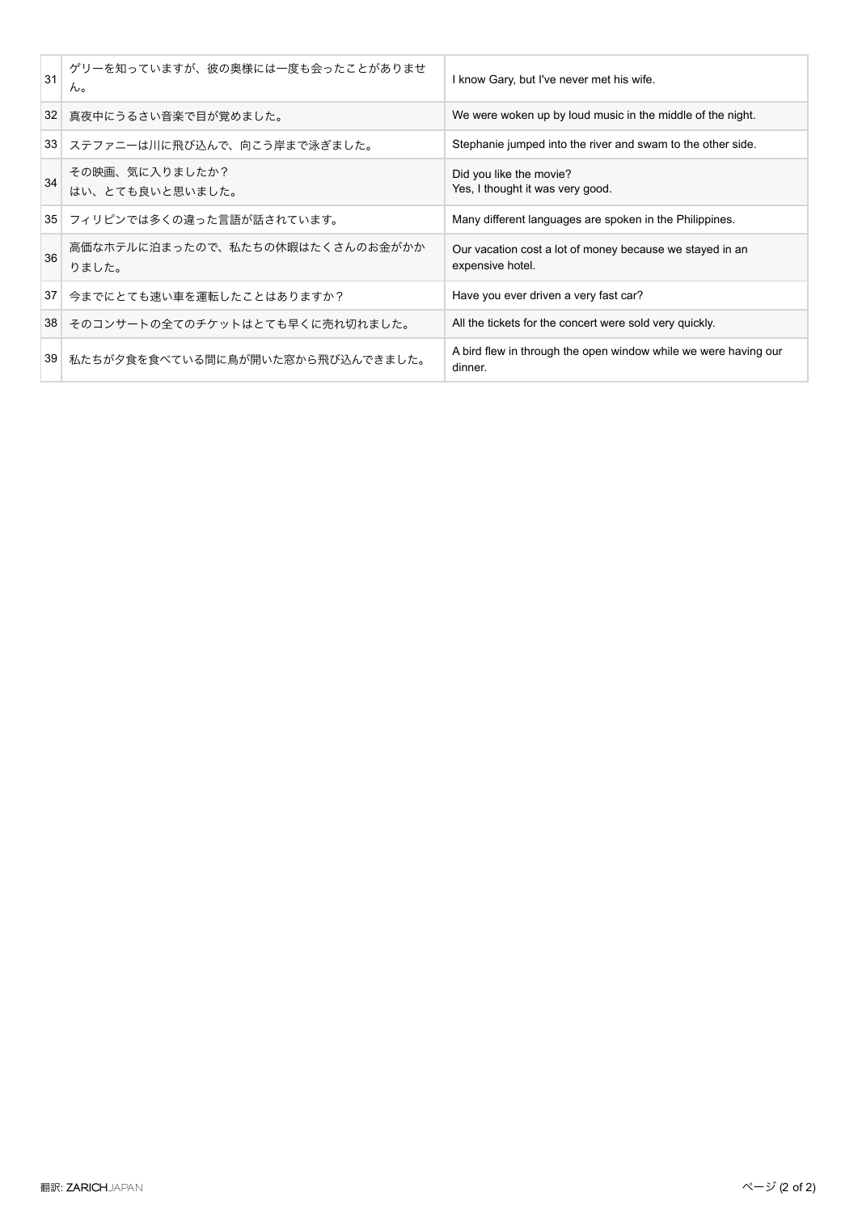| | | |
|---|---|---|
| 31 | ゲリーを知っていますが、彼の奥様には一度も会ったことがありません。 | I know Gary, but I've never met his wife. |
| 32 | 真夜中にうるさい音楽で目が覚めました。 | We were woken up by loud music in the middle of the night. |
| 33 | ステファニーは川に飛び込んで、向こう岸まで泳ぎました。 | Stephanie jumped into the river and swam to the other side. |
| 34 | その映画、気に入りましたか？<br>はい、とても良いと思いました。 | Did you like the movie?<br>Yes, I thought it was very good. |
| 35 | フィリピンでは多くの違った言語が話されています。 | Many different languages are spoken in the Philippines. |
| 36 | 高価なホテルに泊まったので、私たちの休暇はたくさんのお金がかかりました。 | Our vacation cost a lot of money because we stayed in an expensive hotel. |
| 37 | 今までにとても速い車を運転したことはありますか？ | Have you ever driven a very fast car? |
| 38 | そのコンサートの全てのチケットはとても早くに売れ切れました。 | All the tickets for the concert were sold very quickly. |
| 39 | 私たちが夕食を食べている間に鳥が開いた窓から飛び込んできました。 | A bird flew in through the open window while we were having our dinner. |

翻訳: ZARICHJAPAN